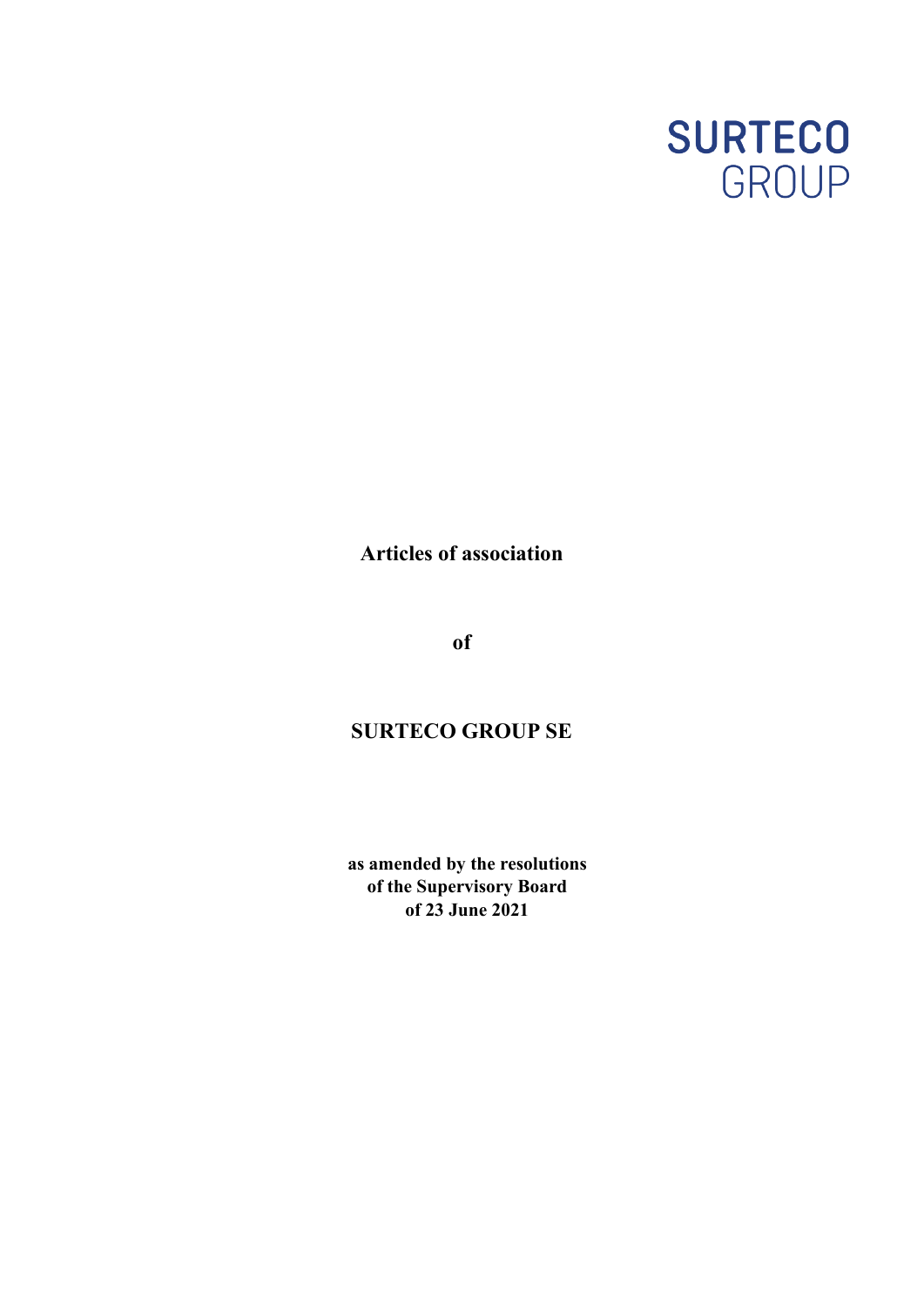SURTECO
GROUP

# Articles of association

**of**

# SURTECO GROUP SE

**as amended by the resolutions**
**of the Supervisory Board**
**of 23 June 2021**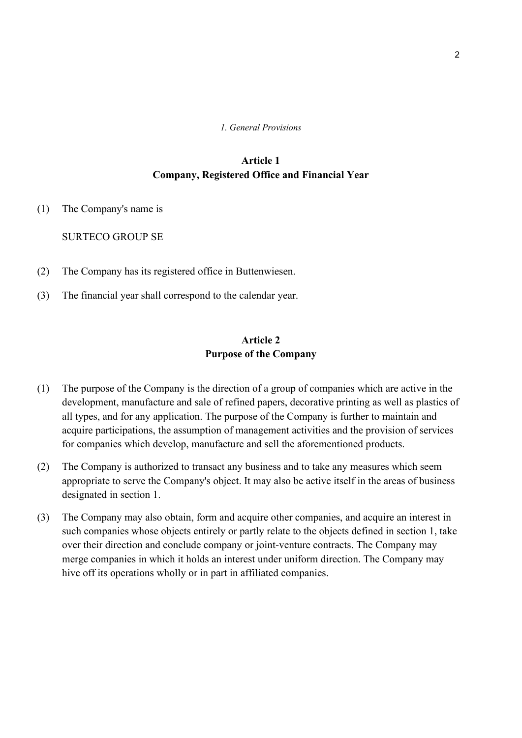*1. General Provisions*

## Article 1
## Company, Registered Office and Financial Year

(1) The Company's name is

SURTECO GROUP SE

(2) The Company has its registered office in Buttenwiesen.

(3) The financial year shall correspond to the calendar year.

## Article 2
## Purpose of the Company

(1) The purpose of the Company is the direction of a group of companies which are active in the development, manufacture and sale of refined papers, decorative printing as well as plastics of all types, and for any application. The purpose of the Company is further to maintain and acquire participations, the assumption of management activities and the provision of services for companies which develop, manufacture and sell the aforementioned products.

(2) The Company is authorized to transact any business and to take any measures which seem appropriate to serve the Company's object. It may also be active itself in the areas of business designated in section 1.

(3) The Company may also obtain, form and acquire other companies, and acquire an interest in such companies whose objects entirely or partly relate to the objects defined in section 1, take over their direction and conclude company or joint-venture contracts. The Company may merge companies in which it holds an interest under uniform direction. The Company may hive off its operations wholly or in part in affiliated companies.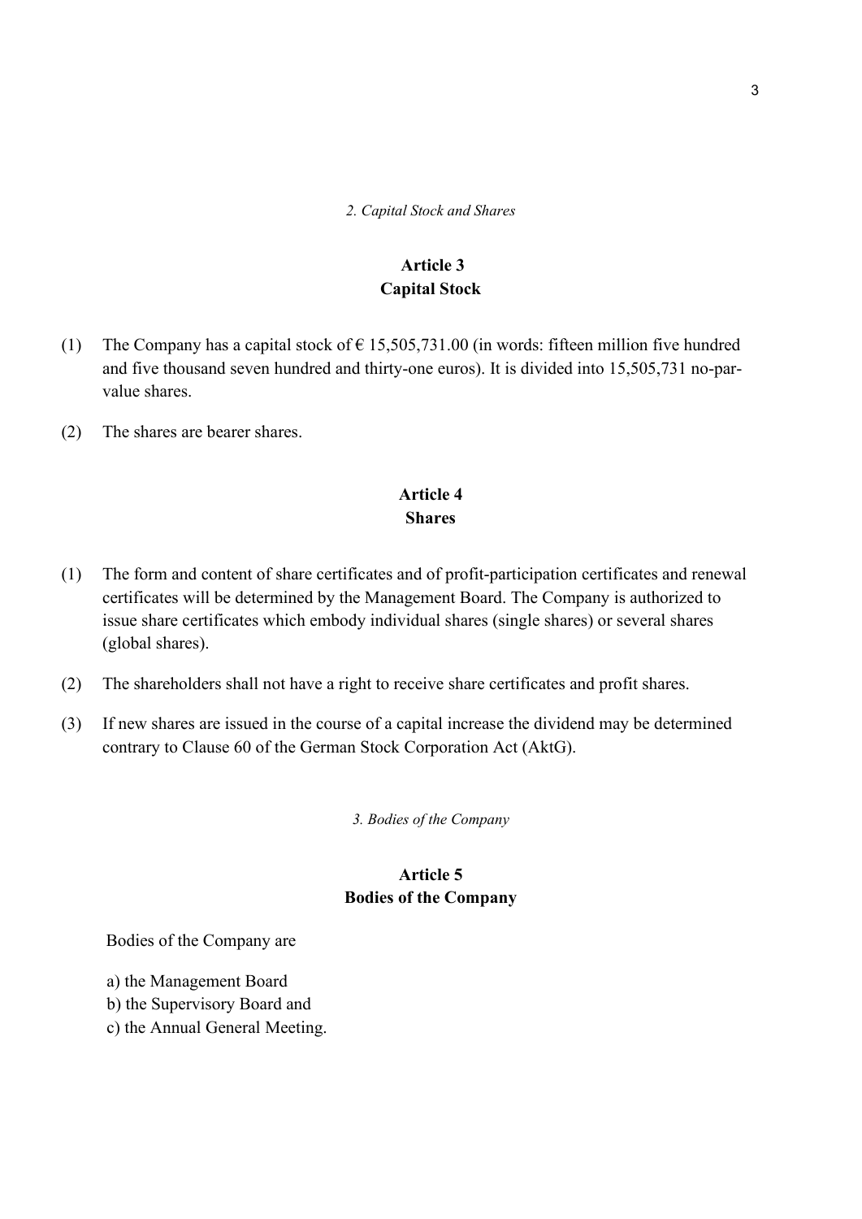*2. Capital Stock and Shares*

## Article 3
## Capital Stock

(1) The Company has a capital stock of € 15,505,731.00 (in words: fifteen million five hundred and five thousand seven hundred and thirty-one euros). It is divided into 15,505,731 no-par-value shares.

(2) The shares are bearer shares.

## Article 4
## Shares

(1) The form and content of share certificates and of profit-participation certificates and renewal certificates will be determined by the Management Board. The Company is authorized to issue share certificates which embody individual shares (single shares) or several shares (global shares).

(2) The shareholders shall not have a right to receive share certificates and profit shares.

(3) If new shares are issued in the course of a capital increase the dividend may be determined contrary to Clause 60 of the German Stock Corporation Act (AktG).

*3. Bodies of the Company*

## Article 5
## Bodies of the Company

Bodies of the Company are

a) the Management Board
b) the Supervisory Board and
c) the Annual General Meeting.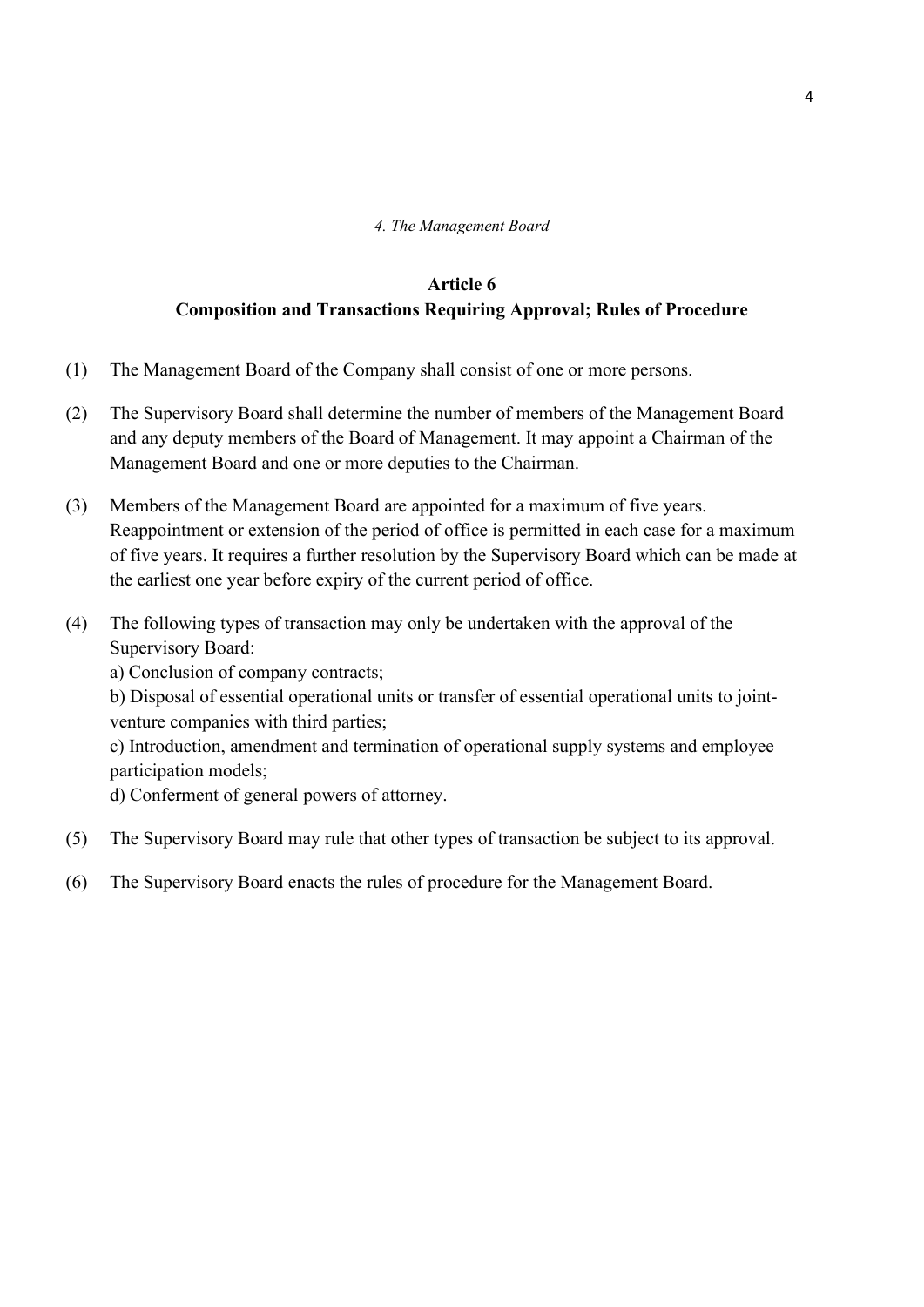*4. The Management Board*

## Article 6
## Composition and Transactions Requiring Approval; Rules of Procedure

(1) The Management Board of the Company shall consist of one or more persons.

(2) The Supervisory Board shall determine the number of members of the Management Board and any deputy members of the Board of Management. It may appoint a Chairman of the Management Board and one or more deputies to the Chairman.

(3) Members of the Management Board are appointed for a maximum of five years. Reappointment or extension of the period of office is permitted in each case for a maximum of five years. It requires a further resolution by the Supervisory Board which can be made at the earliest one year before expiry of the current period of office.

(4) The following types of transaction may only be undertaken with the approval of the Supervisory Board:
a) Conclusion of company contracts;
b) Disposal of essential operational units or transfer of essential operational units to joint-venture companies with third parties;
c) Introduction, amendment and termination of operational supply systems and employee participation models;
d) Conferment of general powers of attorney.

(5) The Supervisory Board may rule that other types of transaction be subject to its approval.

(6) The Supervisory Board enacts the rules of procedure for the Management Board.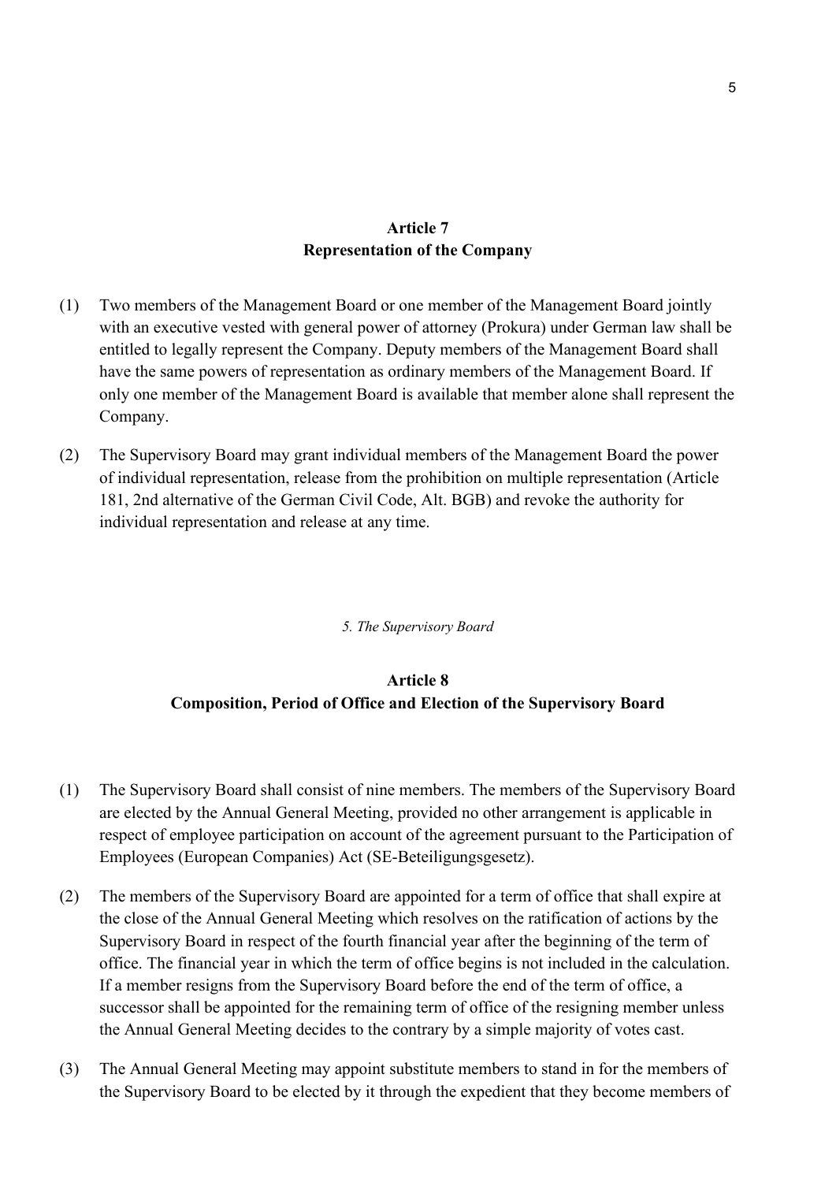## Article 7
## Representation of the Company

(1) Two members of the Management Board or one member of the Management Board jointly with an executive vested with general power of attorney (Prokura) under German law shall be entitled to legally represent the Company. Deputy members of the Management Board shall have the same powers of representation as ordinary members of the Management Board. If only one member of the Management Board is available that member alone shall represent the Company.

(2) The Supervisory Board may grant individual members of the Management Board the power of individual representation, release from the prohibition on multiple representation (Article 181, 2nd alternative of the German Civil Code, Alt. BGB) and revoke the authority for individual representation and release at any time.

*5. The Supervisory Board*

## Article 8
## Composition, Period of Office and Election of the Supervisory Board

(1) The Supervisory Board shall consist of nine members. The members of the Supervisory Board are elected by the Annual General Meeting, provided no other arrangement is applicable in respect of employee participation on account of the agreement pursuant to the Participation of Employees (European Companies) Act (SE-Beteiligungsgesetz).

(2) The members of the Supervisory Board are appointed for a term of office that shall expire at the close of the Annual General Meeting which resolves on the ratification of actions by the Supervisory Board in respect of the fourth financial year after the beginning of the term of office. The financial year in which the term of office begins is not included in the calculation. If a member resigns from the Supervisory Board before the end of the term of office, a successor shall be appointed for the remaining term of office of the resigning member unless the Annual General Meeting decides to the contrary by a simple majority of votes cast.

(3) The Annual General Meeting may appoint substitute members to stand in for the members of the Supervisory Board to be elected by it through the expedient that they become members of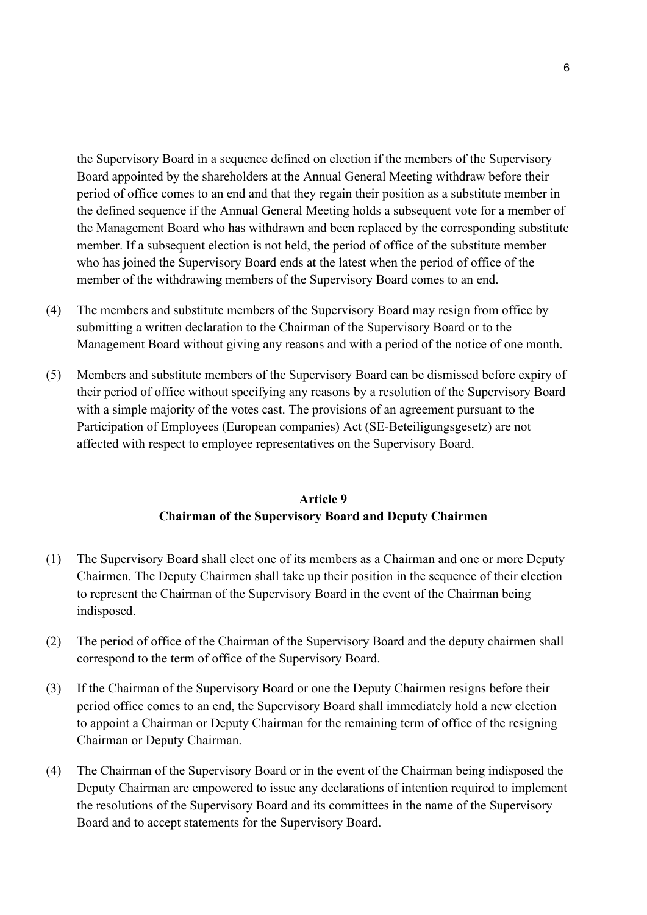the Supervisory Board in a sequence defined on election if the members of the Supervisory Board appointed by the shareholders at the Annual General Meeting withdraw before their period of office comes to an end and that they regain their position as a substitute member in the defined sequence if the Annual General Meeting holds a subsequent vote for a member of the Management Board who has withdrawn and been replaced by the corresponding substitute member. If a subsequent election is not held, the period of office of the substitute member who has joined the Supervisory Board ends at the latest when the period of office of the member of the withdrawing members of the Supervisory Board comes to an end.

(4) The members and substitute members of the Supervisory Board may resign from office by submitting a written declaration to the Chairman of the Supervisory Board or to the Management Board without giving any reasons and with a period of the notice of one month.

(5) Members and substitute members of the Supervisory Board can be dismissed before expiry of their period of office without specifying any reasons by a resolution of the Supervisory Board with a simple majority of the votes cast. The provisions of an agreement pursuant to the Participation of Employees (European companies) Act (SE-Beteiligungsgesetz) are not affected with respect to employee representatives on the Supervisory Board.

## Article 9
## Chairman of the Supervisory Board and Deputy Chairmen

(1) The Supervisory Board shall elect one of its members as a Chairman and one or more Deputy Chairmen. The Deputy Chairmen shall take up their position in the sequence of their election to represent the Chairman of the Supervisory Board in the event of the Chairman being indisposed.

(2) The period of office of the Chairman of the Supervisory Board and the deputy chairmen shall correspond to the term of office of the Supervisory Board.

(3) If the Chairman of the Supervisory Board or one the Deputy Chairmen resigns before their period office comes to an end, the Supervisory Board shall immediately hold a new election to appoint a Chairman or Deputy Chairman for the remaining term of office of the resigning Chairman or Deputy Chairman.

(4) The Chairman of the Supervisory Board or in the event of the Chairman being indisposed the Deputy Chairman are empowered to issue any declarations of intention required to implement the resolutions of the Supervisory Board and its committees in the name of the Supervisory Board and to accept statements for the Supervisory Board.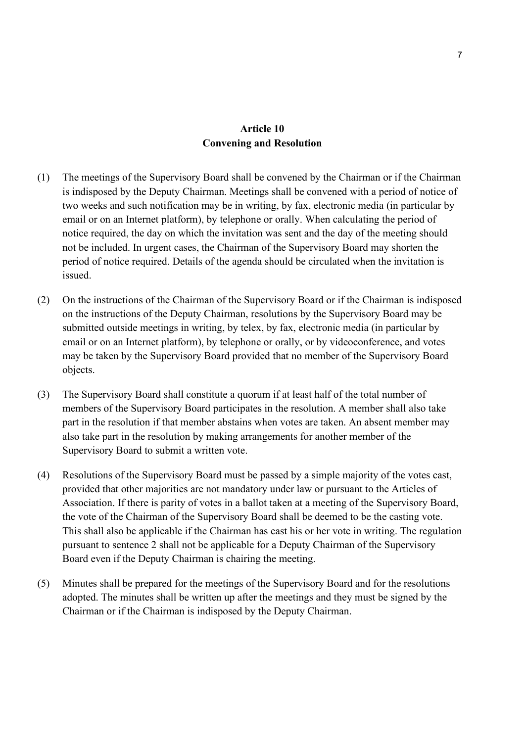## Article 10
## Convening and Resolution

(1) The meetings of the Supervisory Board shall be convened by the Chairman or if the Chairman is indisposed by the Deputy Chairman. Meetings shall be convened with a period of notice of two weeks and such notification may be in writing, by fax, electronic media (in particular by email or on an Internet platform), by telephone or orally. When calculating the period of notice required, the day on which the invitation was sent and the day of the meeting should not be included. In urgent cases, the Chairman of the Supervisory Board may shorten the period of notice required. Details of the agenda should be circulated when the invitation is issued.

(2) On the instructions of the Chairman of the Supervisory Board or if the Chairman is indisposed on the instructions of the Deputy Chairman, resolutions by the Supervisory Board may be submitted outside meetings in writing, by telex, by fax, electronic media (in particular by email or on an Internet platform), by telephone or orally, or by videoconference, and votes may be taken by the Supervisory Board provided that no member of the Supervisory Board objects.

(3) The Supervisory Board shall constitute a quorum if at least half of the total number of members of the Supervisory Board participates in the resolution. A member shall also take part in the resolution if that member abstains when votes are taken. An absent member may also take part in the resolution by making arrangements for another member of the Supervisory Board to submit a written vote.

(4) Resolutions of the Supervisory Board must be passed by a simple majority of the votes cast, provided that other majorities are not mandatory under law or pursuant to the Articles of Association. If there is parity of votes in a ballot taken at a meeting of the Supervisory Board, the vote of the Chairman of the Supervisory Board shall be deemed to be the casting vote. This shall also be applicable if the Chairman has cast his or her vote in writing. The regulation pursuant to sentence 2 shall not be applicable for a Deputy Chairman of the Supervisory Board even if the Deputy Chairman is chairing the meeting.

(5) Minutes shall be prepared for the meetings of the Supervisory Board and for the resolutions adopted. The minutes shall be written up after the meetings and they must be signed by the Chairman or if the Chairman is indisposed by the Deputy Chairman.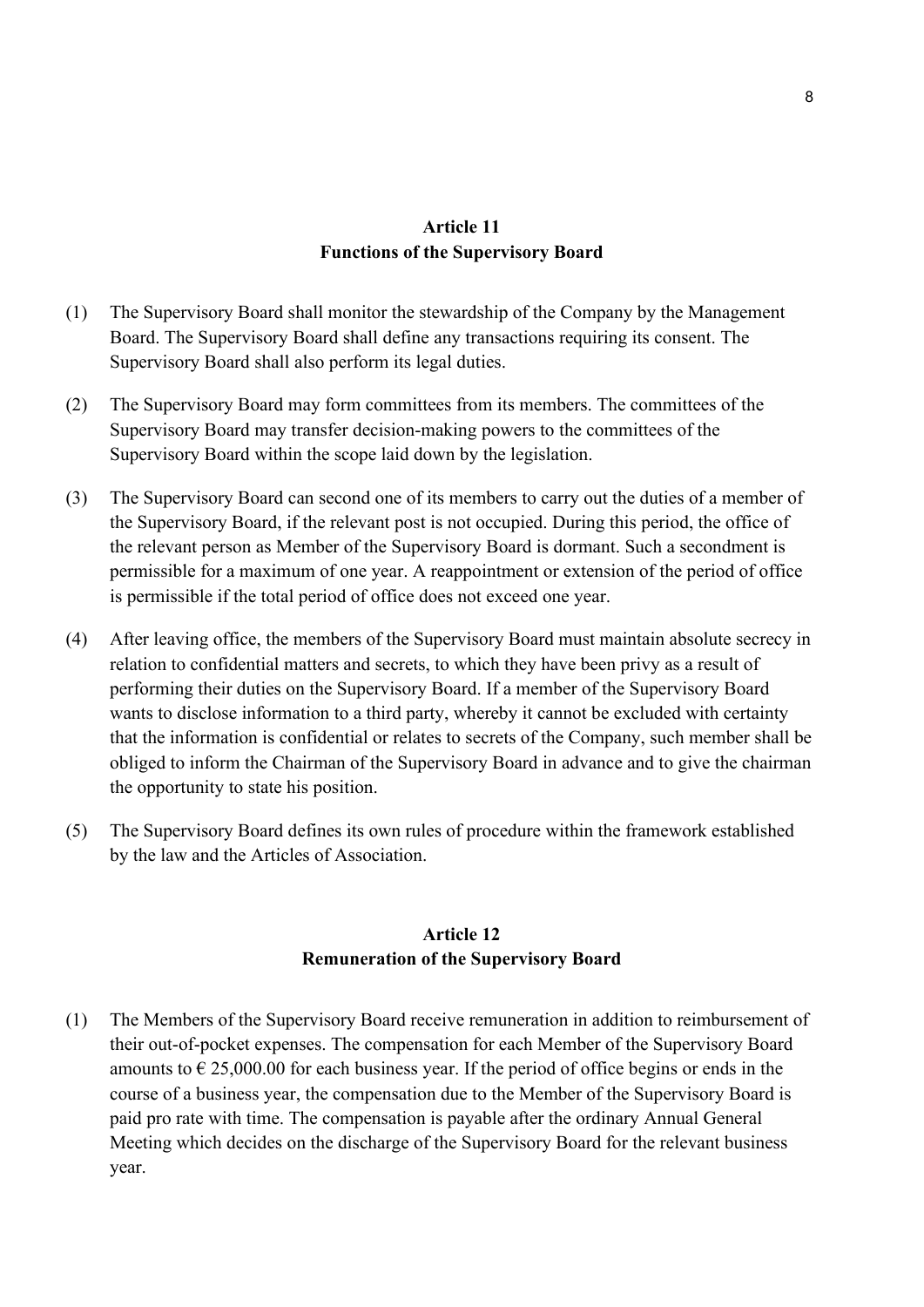## Article 11
## Functions of the Supervisory Board

(1) The Supervisory Board shall monitor the stewardship of the Company by the Management Board. The Supervisory Board shall define any transactions requiring its consent. The Supervisory Board shall also perform its legal duties.

(2) The Supervisory Board may form committees from its members. The committees of the Supervisory Board may transfer decision-making powers to the committees of the Supervisory Board within the scope laid down by the legislation.

(3) The Supervisory Board can second one of its members to carry out the duties of a member of the Supervisory Board, if the relevant post is not occupied. During this period, the office of the relevant person as Member of the Supervisory Board is dormant. Such a secondment is permissible for a maximum of one year. A reappointment or extension of the period of office is permissible if the total period of office does not exceed one year.

(4) After leaving office, the members of the Supervisory Board must maintain absolute secrecy in relation to confidential matters and secrets, to which they have been privy as a result of performing their duties on the Supervisory Board. If a member of the Supervisory Board wants to disclose information to a third party, whereby it cannot be excluded with certainty that the information is confidential or relates to secrets of the Company, such member shall be obliged to inform the Chairman of the Supervisory Board in advance and to give the chairman the opportunity to state his position.

(5) The Supervisory Board defines its own rules of procedure within the framework established by the law and the Articles of Association.

## Article 12
## Remuneration of the Supervisory Board

(1) The Members of the Supervisory Board receive remuneration in addition to reimbursement of their out-of-pocket expenses. The compensation for each Member of the Supervisory Board amounts to € 25,000.00 for each business year. If the period of office begins or ends in the course of a business year, the compensation due to the Member of the Supervisory Board is paid pro rate with time. The compensation is payable after the ordinary Annual General Meeting which decides on the discharge of the Supervisory Board for the relevant business year.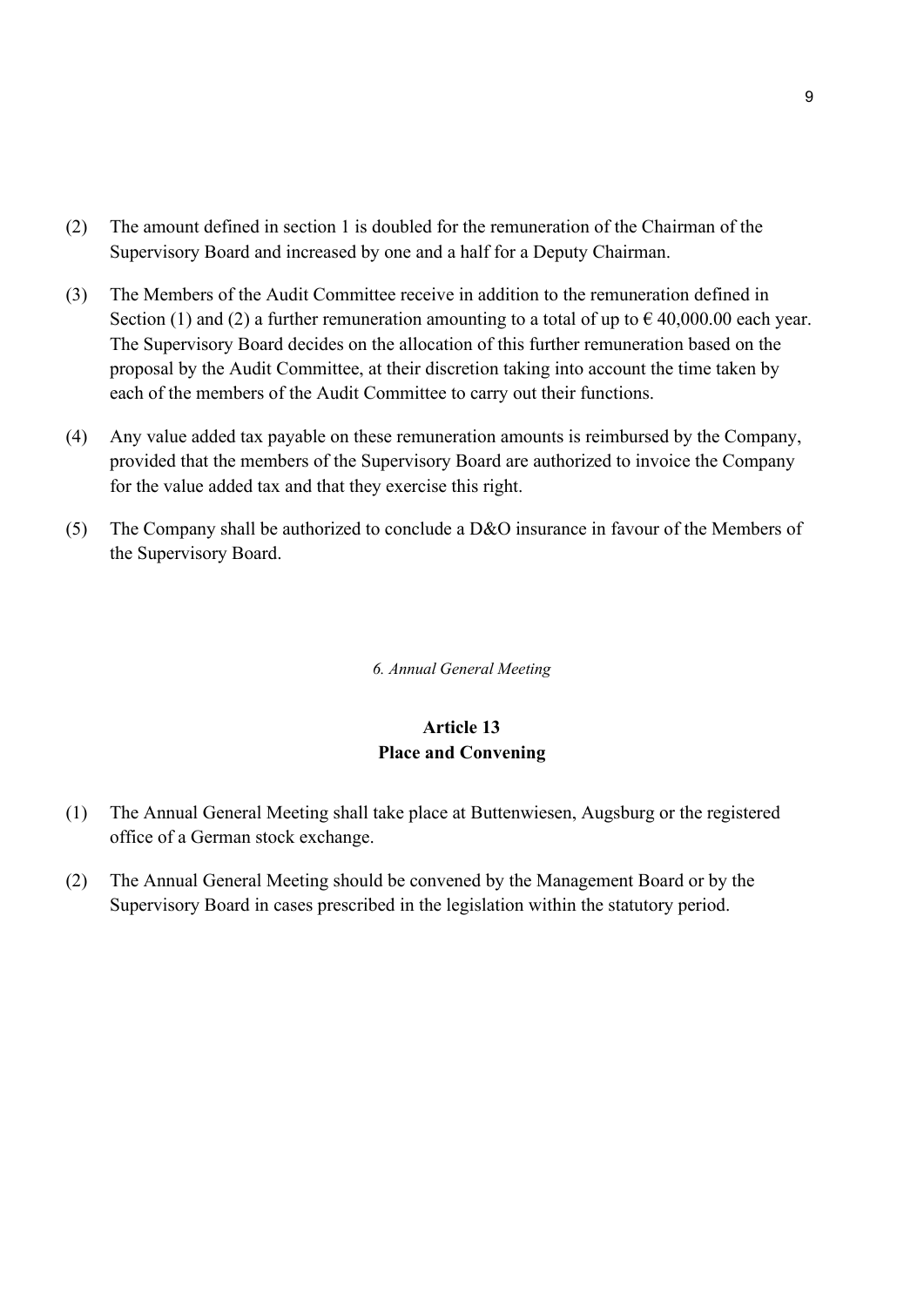(2) The amount defined in section 1 is doubled for the remuneration of the Chairman of the Supervisory Board and increased by one and a half for a Deputy Chairman.

(3) The Members of the Audit Committee receive in addition to the remuneration defined in Section (1) and (2) a further remuneration amounting to a total of up to € 40,000.00 each year. The Supervisory Board decides on the allocation of this further remuneration based on the proposal by the Audit Committee, at their discretion taking into account the time taken by each of the members of the Audit Committee to carry out their functions.

(4) Any value added tax payable on these remuneration amounts is reimbursed by the Company, provided that the members of the Supervisory Board are authorized to invoice the Company for the value added tax and that they exercise this right.

(5) The Company shall be authorized to conclude a D&O insurance in favour of the Members of the Supervisory Board.

*6. Annual General Meeting*

## Article 13
## Place and Convening

(1) The Annual General Meeting shall take place at Buttenwiesen, Augsburg or the registered office of a German stock exchange.

(2) The Annual General Meeting should be convened by the Management Board or by the Supervisory Board in cases prescribed in the legislation within the statutory period.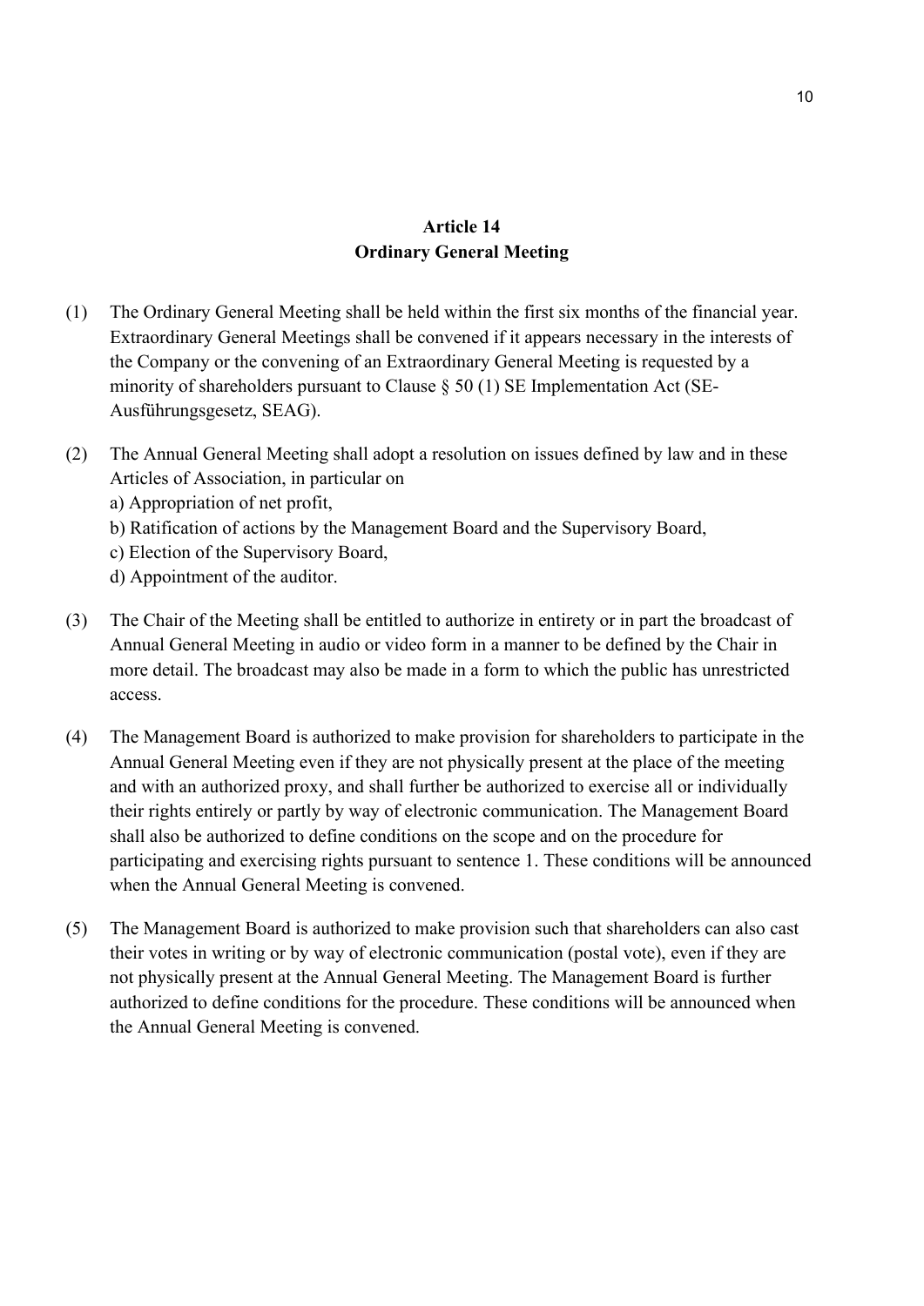## Article 14
## Ordinary General Meeting

(1) The Ordinary General Meeting shall be held within the first six months of the financial year. Extraordinary General Meetings shall be convened if it appears necessary in the interests of the Company or the convening of an Extraordinary General Meeting is requested by a minority of shareholders pursuant to Clause § 50 (1) SE Implementation Act (SE-Ausführungsgesetz, SEAG).

(2) The Annual General Meeting shall adopt a resolution on issues defined by law and in these Articles of Association, in particular on
a) Appropriation of net profit,
b) Ratification of actions by the Management Board and the Supervisory Board,
c) Election of the Supervisory Board,
d) Appointment of the auditor.

(3) The Chair of the Meeting shall be entitled to authorize in entirety or in part the broadcast of Annual General Meeting in audio or video form in a manner to be defined by the Chair in more detail. The broadcast may also be made in a form to which the public has unrestricted access.

(4) The Management Board is authorized to make provision for shareholders to participate in the Annual General Meeting even if they are not physically present at the place of the meeting and with an authorized proxy, and shall further be authorized to exercise all or individually their rights entirely or partly by way of electronic communication. The Management Board shall also be authorized to define conditions on the scope and on the procedure for participating and exercising rights pursuant to sentence 1. These conditions will be announced when the Annual General Meeting is convened.

(5) The Management Board is authorized to make provision such that shareholders can also cast their votes in writing or by way of electronic communication (postal vote), even if they are not physically present at the Annual General Meeting. The Management Board is further authorized to define conditions for the procedure. These conditions will be announced when the Annual General Meeting is convened.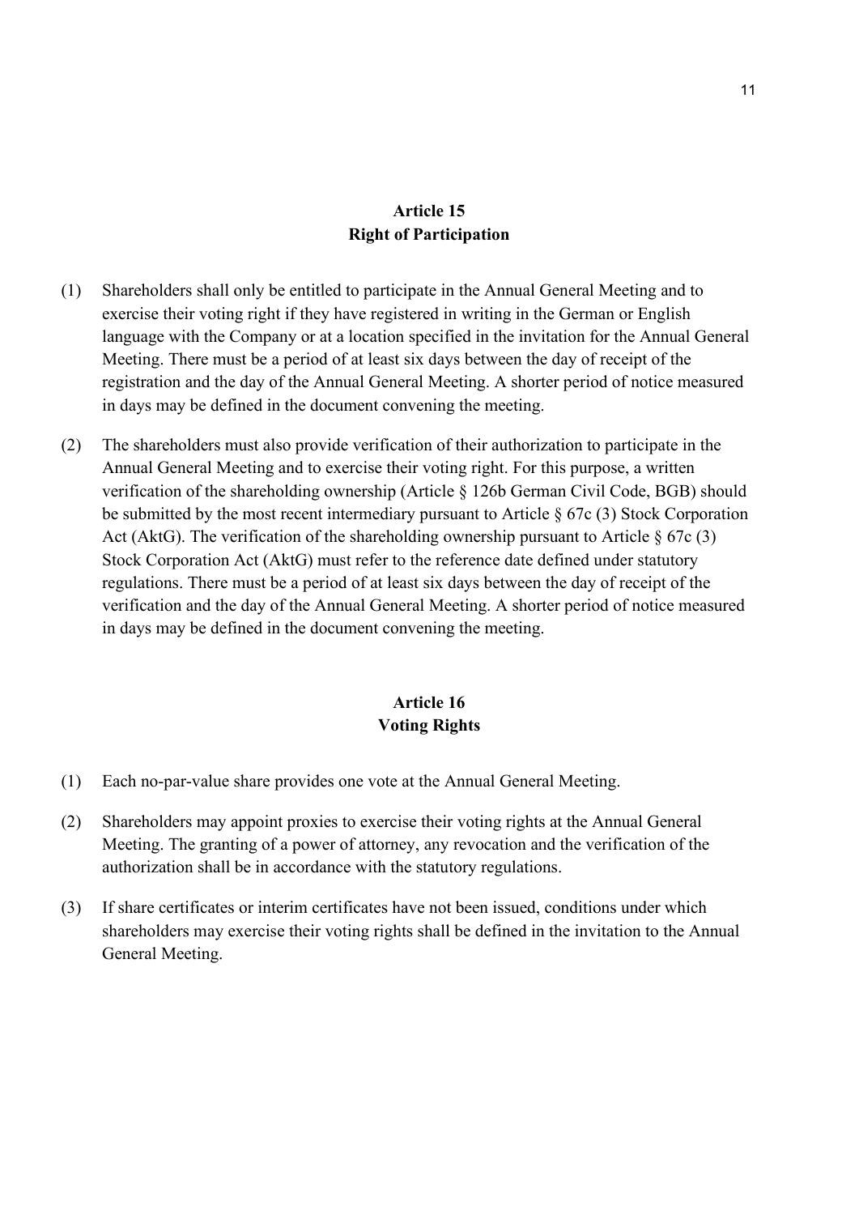## Article 15
## Right of Participation

(1) Shareholders shall only be entitled to participate in the Annual General Meeting and to exercise their voting right if they have registered in writing in the German or English language with the Company or at a location specified in the invitation for the Annual General Meeting. There must be a period of at least six days between the day of receipt of the registration and the day of the Annual General Meeting. A shorter period of notice measured in days may be defined in the document convening the meeting.

(2) The shareholders must also provide verification of their authorization to participate in the Annual General Meeting and to exercise their voting right. For this purpose, a written verification of the shareholding ownership (Article § 126b German Civil Code, BGB) should be submitted by the most recent intermediary pursuant to Article § 67c (3) Stock Corporation Act (AktG). The verification of the shareholding ownership pursuant to Article § 67c (3) Stock Corporation Act (AktG) must refer to the reference date defined under statutory regulations. There must be a period of at least six days between the day of receipt of the verification and the day of the Annual General Meeting. A shorter period of notice measured in days may be defined in the document convening the meeting.

## Article 16
## Voting Rights

(1) Each no-par-value share provides one vote at the Annual General Meeting.

(2) Shareholders may appoint proxies to exercise their voting rights at the Annual General Meeting. The granting of a power of attorney, any revocation and the verification of the authorization shall be in accordance with the statutory regulations.

(3) If share certificates or interim certificates have not been issued, conditions under which shareholders may exercise their voting rights shall be defined in the invitation to the Annual General Meeting.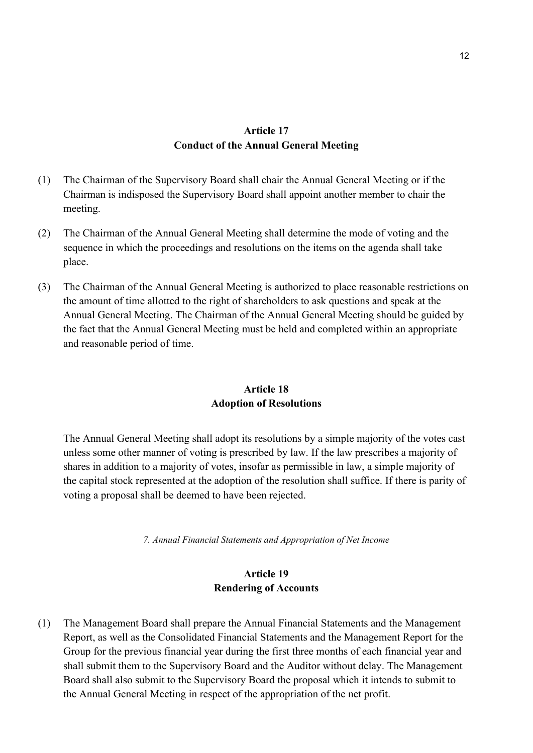## Article 17
## Conduct of the Annual General Meeting

(1) The Chairman of the Supervisory Board shall chair the Annual General Meeting or if the Chairman is indisposed the Supervisory Board shall appoint another member to chair the meeting.

(2) The Chairman of the Annual General Meeting shall determine the mode of voting and the sequence in which the proceedings and resolutions on the items on the agenda shall take place.

(3) The Chairman of the Annual General Meeting is authorized to place reasonable restrictions on the amount of time allotted to the right of shareholders to ask questions and speak at the Annual General Meeting. The Chairman of the Annual General Meeting should be guided by the fact that the Annual General Meeting must be held and completed within an appropriate and reasonable period of time.

## Article 18
## Adoption of Resolutions

The Annual General Meeting shall adopt its resolutions by a simple majority of the votes cast unless some other manner of voting is prescribed by law. If the law prescribes a majority of shares in addition to a majority of votes, insofar as permissible in law, a simple majority of the capital stock represented at the adoption of the resolution shall suffice. If there is parity of voting a proposal shall be deemed to have been rejected.

*7. Annual Financial Statements and Appropriation of Net Income*

## Article 19
## Rendering of Accounts

(1) The Management Board shall prepare the Annual Financial Statements and the Management Report, as well as the Consolidated Financial Statements and the Management Report for the Group for the previous financial year during the first three months of each financial year and shall submit them to the Supervisory Board and the Auditor without delay. The Management Board shall also submit to the Supervisory Board the proposal which it intends to submit to the Annual General Meeting in respect of the appropriation of the net profit.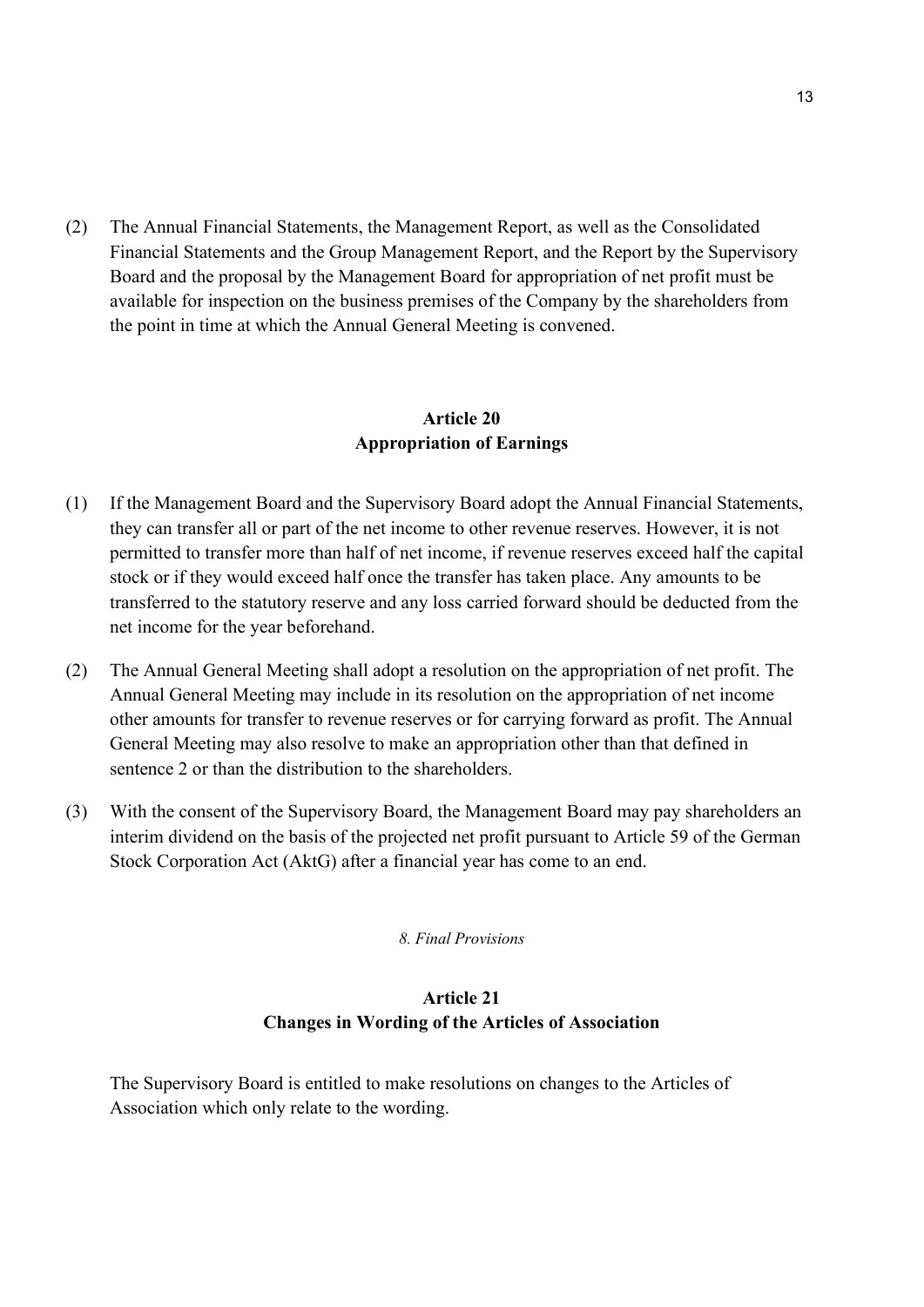(2) The Annual Financial Statements, the Management Report, as well as the Consolidated Financial Statements and the Group Management Report, and the Report by the Supervisory Board and the proposal by the Management Board for appropriation of net profit must be available for inspection on the business premises of the Company by the shareholders from the point in time at which the Annual General Meeting is convened.

## Article 20
## Appropriation of Earnings

(1) If the Management Board and the Supervisory Board adopt the Annual Financial Statements, they can transfer all or part of the net income to other revenue reserves. However, it is not permitted to transfer more than half of net income, if revenue reserves exceed half the capital stock or if they would exceed half once the transfer has taken place. Any amounts to be transferred to the statutory reserve and any loss carried forward should be deducted from the net income for the year beforehand.

(2) The Annual General Meeting shall adopt a resolution on the appropriation of net profit. The Annual General Meeting may include in its resolution on the appropriation of net income other amounts for transfer to revenue reserves or for carrying forward as profit. The Annual General Meeting may also resolve to make an appropriation other than that defined in sentence 2 or than the distribution to the shareholders.

(3) With the consent of the Supervisory Board, the Management Board may pay shareholders an interim dividend on the basis of the projected net profit pursuant to Article 59 of the German Stock Corporation Act (AktG) after a financial year has come to an end.

*8. Final Provisions*

## Article 21
## Changes in Wording of the Articles of Association

The Supervisory Board is entitled to make resolutions on changes to the Articles of Association which only relate to the wording.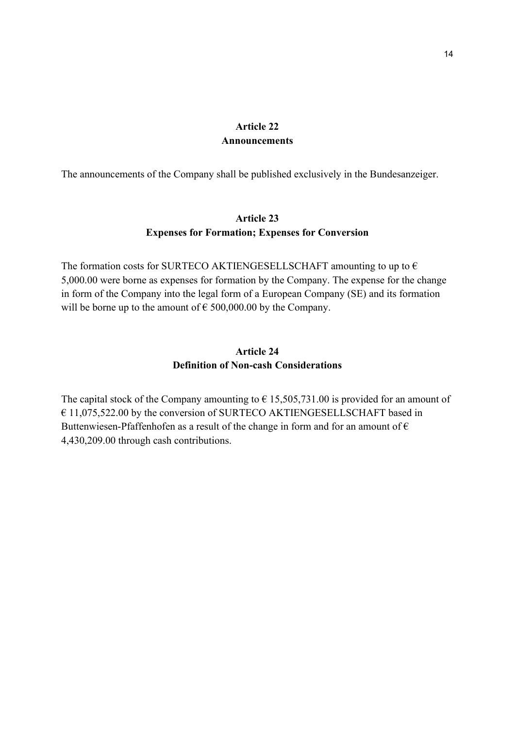## Article 22
## Announcements

The announcements of the Company shall be published exclusively in the Bundesanzeiger.

## Article 23
## Expenses for Formation; Expenses for Conversion

The formation costs for SURTECO AKTIENGESELLSCHAFT amounting to up to € 5,000.00 were borne as expenses for formation by the Company. The expense for the change in form of the Company into the legal form of a European Company (SE) and its formation will be borne up to the amount of € 500,000.00 by the Company.

## Article 24
## Definition of Non-cash Considerations

The capital stock of the Company amounting to € 15,505,731.00 is provided for an amount of € 11,075,522.00 by the conversion of SURTECO AKTIENGESELLSCHAFT based in Buttenwiesen-Pfaffenhofen as a result of the change in form and for an amount of € 4,430,209.00 through cash contributions.